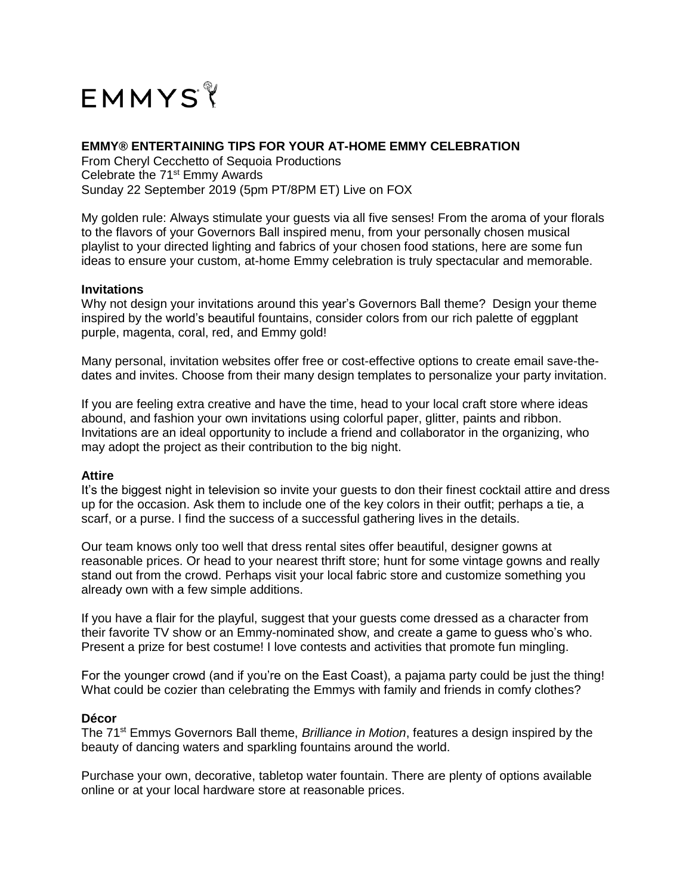EMMYS

**EMMY® ENTERTAINING TIPS FOR YOUR AT-HOME EMMY CELEBRATION**
From Cheryl Cecchetto of Sequoia Productions
Celebrate the 71st Emmy Awards
Sunday 22 September 2019 (5pm PT/8PM ET) Live on FOX

My golden rule: Always stimulate your guests via all five senses! From the aroma of your florals to the flavors of your Governors Ball inspired menu, from your personally chosen musical playlist to your directed lighting and fabrics of your chosen food stations, here are some fun ideas to ensure your custom, at-home Emmy celebration is truly spectacular and memorable.

**Invitations**

Why not design your invitations around this year's Governors Ball theme? Design your theme inspired by the world's beautiful fountains, consider colors from our rich palette of eggplant purple, magenta, coral, red, and Emmy gold!

Many personal, invitation websites offer free or cost-effective options to create email save-the-dates and invites. Choose from their many design templates to personalize your party invitation.

If you are feeling extra creative and have the time, head to your local craft store where ideas abound, and fashion your own invitations using colorful paper, glitter, paints and ribbon. Invitations are an ideal opportunity to include a friend and collaborator in the organizing, who may adopt the project as their contribution to the big night.

**Attire**

It's the biggest night in television so invite your guests to don their finest cocktail attire and dress up for the occasion. Ask them to include one of the key colors in their outfit; perhaps a tie, a scarf, or a purse. I find the success of a successful gathering lives in the details.

Our team knows only too well that dress rental sites offer beautiful, designer gowns at reasonable prices. Or head to your nearest thrift store; hunt for some vintage gowns and really stand out from the crowd. Perhaps visit your local fabric store and customize something you already own with a few simple additions.

If you have a flair for the playful, suggest that your guests come dressed as a character from their favorite TV show or an Emmy-nominated show, and create a game to guess who's who. Present a prize for best costume! I love contests and activities that promote fun mingling.

For the younger crowd (and if you're on the East Coast), a pajama party could be just the thing! What could be cozier than celebrating the Emmys with family and friends in comfy clothes?

**Décor**

The 71st Emmys Governors Ball theme, *Brilliance in Motion*, features a design inspired by the beauty of dancing waters and sparkling fountains around the world.

Purchase your own, decorative, tabletop water fountain. There are plenty of options available online or at your local hardware store at reasonable prices.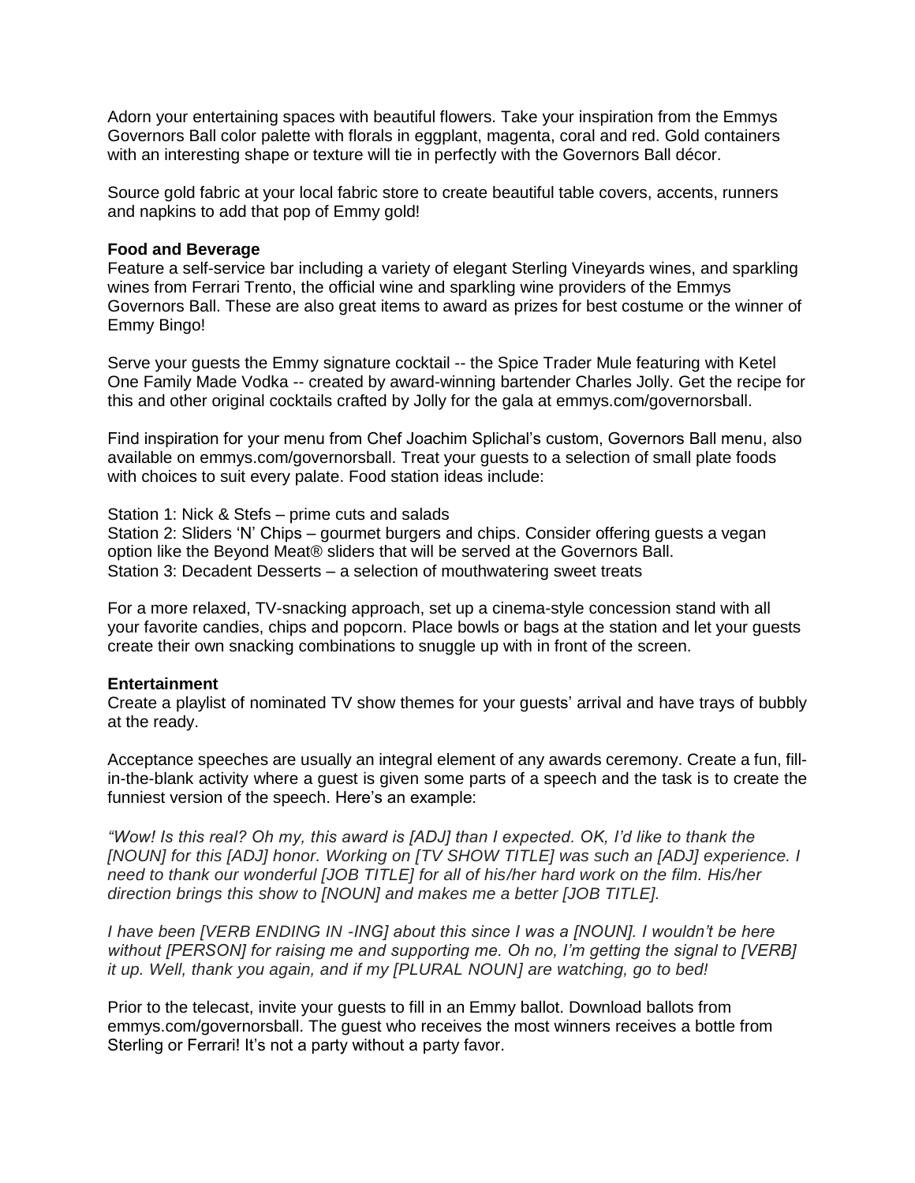Adorn your entertaining spaces with beautiful flowers. Take your inspiration from the Emmys Governors Ball color palette with florals in eggplant, magenta, coral and red. Gold containers with an interesting shape or texture will tie in perfectly with the Governors Ball décor.

Source gold fabric at your local fabric store to create beautiful table covers, accents, runners and napkins to add that pop of Emmy gold!

**Food and Beverage**

Feature a self-service bar including a variety of elegant Sterling Vineyards wines, and sparkling wines from Ferrari Trento, the official wine and sparkling wine providers of the Emmys Governors Ball. These are also great items to award as prizes for best costume or the winner of Emmy Bingo!

Serve your guests the Emmy signature cocktail -- the Spice Trader Mule featuring with Ketel One Family Made Vodka -- created by award-winning bartender Charles Jolly. Get the recipe for this and other original cocktails crafted by Jolly for the gala at emmys.com/governorsball.

Find inspiration for your menu from Chef Joachim Splichal's custom, Governors Ball menu, also available on emmys.com/governorsball. Treat your guests to a selection of small plate foods with choices to suit every palate. Food station ideas include:

Station 1: Nick & Stefs – prime cuts and salads
Station 2: Sliders 'N' Chips – gourmet burgers and chips. Consider offering guests a vegan option like the Beyond Meat® sliders that will be served at the Governors Ball.
Station 3: Decadent Desserts – a selection of mouthwatering sweet treats

For a more relaxed, TV-snacking approach, set up a cinema-style concession stand with all your favorite candies, chips and popcorn. Place bowls or bags at the station and let your guests create their own snacking combinations to snuggle up with in front of the screen.

**Entertainment**

Create a playlist of nominated TV show themes for your guests' arrival and have trays of bubbly at the ready.

Acceptance speeches are usually an integral element of any awards ceremony. Create a fun, fill-in-the-blank activity where a guest is given some parts of a speech and the task is to create the funniest version of the speech. Here's an example:

*"Wow! Is this real? Oh my, this award is [ADJ] than I expected. OK, I'd like to thank the [NOUN] for this [ADJ] honor. Working on [TV SHOW TITLE] was such an [ADJ] experience. I need to thank our wonderful [JOB TITLE] for all of his/her hard work on the film. His/her direction brings this show to [NOUN] and makes me a better [JOB TITLE].*

*I have been [VERB ENDING IN -ING] about this since I was a [NOUN]. I wouldn't be here without [PERSON] for raising me and supporting me. Oh no, I'm getting the signal to [VERB] it up. Well, thank you again, and if my [PLURAL NOUN] are watching, go to bed!*

Prior to the telecast, invite your guests to fill in an Emmy ballot. Download ballots from emmys.com/governorsball. The guest who receives the most winners receives a bottle from Sterling or Ferrari! It's not a party without a party favor.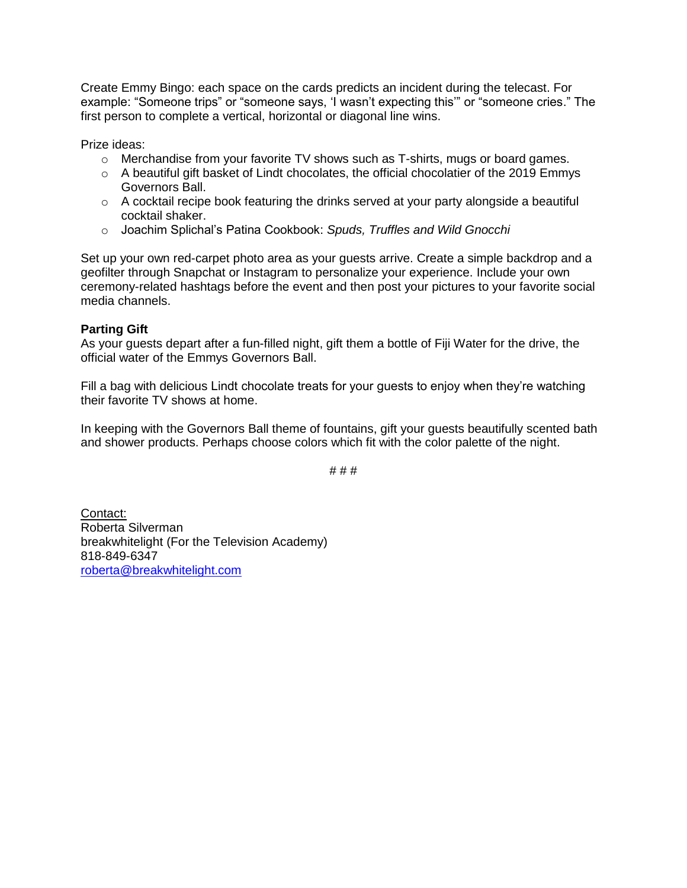Create Emmy Bingo: each space on the cards predicts an incident during the telecast. For example: “Someone trips” or “someone says, ‘I wasn’t expecting this’” or “someone cries.” The first person to complete a vertical, horizontal or diagonal line wins.

Prize ideas:

- Merchandise from your favorite TV shows such as T-shirts, mugs or board games.
- A beautiful gift basket of Lindt chocolates, the official chocolatier of the 2019 Emmys Governors Ball.
- A cocktail recipe book featuring the drinks served at your party alongside a beautiful cocktail shaker.
- Joachim Splichal’s Patina Cookbook: *Spuds, Truffles and Wild Gnocchi*

Set up your own red-carpet photo area as your guests arrive. Create a simple backdrop and a geofilter through Snapchat or Instagram to personalize your experience. Include your own ceremony-related hashtags before the event and then post your pictures to your favorite social media channels.

**Parting Gift**

As your guests depart after a fun-filled night, gift them a bottle of Fiji Water for the drive, the official water of the Emmys Governors Ball.

Fill a bag with delicious Lindt chocolate treats for your guests to enjoy when they’re watching their favorite TV shows at home.

In keeping with the Governors Ball theme of fountains, gift your guests beautifully scented bath and shower products. Perhaps choose colors which fit with the color palette of the night.

# # #

Contact:
Roberta Silverman
breakwhitelight (For the Television Academy)
818-849-6347
roberta@breakwhitelight.com